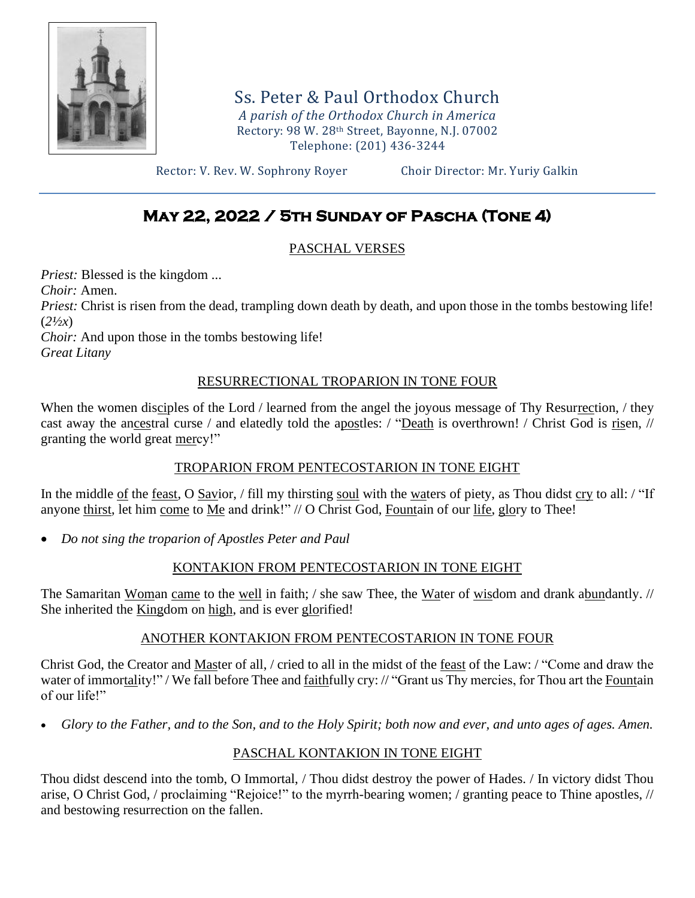# Ss. Peter & Paul Orthodox Church

*A parish of the Orthodox Church in America*
Rectory: 98 W. 28th Street, Bayonne, N.J. 07002
Telephone: (201) 436-3244

Rector: V. Rev. W. Sophrony Royer    Choir Director: Mr. Yuriy Galkin

## May 22, 2022 / 5th Sunday of Pascha (Tone 4)

### PASCHAL VERSES

*Priest:* Blessed is the kingdom ...
*Choir:* Amen.
*Priest:* Christ is risen from the dead, trampling down death by death, and upon those in the tombs bestowing life! (*2½x*)
*Choir:* And upon those in the tombs bestowing life!
*Great Litany*

### RESURRECTIONAL TROPARION IN TONE FOUR

When the women disciples of the Lord / learned from the angel the joyous message of Thy Resurrection, / they cast away the ancestral curse / and elatedly told the apostles: / "Death is overthrown! / Christ God is risen, // granting the world great mercy!"

### TROPARION FROM PENTECOSTARION IN TONE EIGHT

In the middle of the feast, O Savior, / fill my thirsting soul with the waters of piety, as Thou didst cry to all: / "If anyone thirst, let him come to Me and drink!" // O Christ God, Fountain of our life, glory to Thee!

- *Do not sing the troparion of Apostles Peter and Paul*

### KONTAKION FROM PENTECOSTARION IN TONE EIGHT

The Samaritan Woman came to the well in faith; / she saw Thee, the Water of wisdom and drank abundantly. // She inherited the Kingdom on high, and is ever glorified!

### ANOTHER KONTAKION FROM PENTECOSTARION IN TONE FOUR

Christ God, the Creator and Master of all, / cried to all in the midst of the feast of the Law: / "Come and draw the water of immortality!" / We fall before Thee and faithfully cry: // "Grant us Thy mercies, for Thou art the Fountain of our life!"

- *Glory to the Father, and to the Son, and to the Holy Spirit; both now and ever, and unto ages of ages. Amen.*

### PASCHAL KONTAKION IN TONE EIGHT

Thou didst descend into the tomb, O Immortal, / Thou didst destroy the power of Hades. / In victory didst Thou arise, O Christ God, / proclaiming "Rejoice!" to the myrrh-bearing women; / granting peace to Thine apostles, // and bestowing resurrection on the fallen.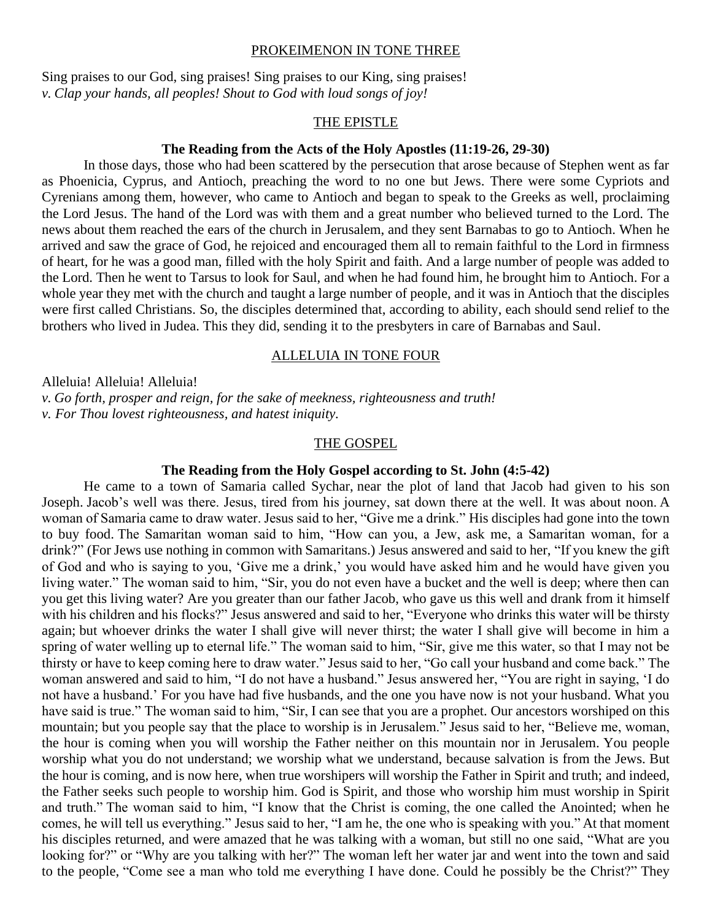## PROKEIMENON IN TONE THREE

Sing praises to our God, sing praises! Sing praises to our King, sing praises!
*v. Clap your hands, all peoples! Shout to God with loud songs of joy!*

## THE EPISTLE

### The Reading from the Acts of the Holy Apostles (11:19-26, 29-30)

In those days, those who had been scattered by the persecution that arose because of Stephen went as far as Phoenicia, Cyprus, and Antioch, preaching the word to no one but Jews. There were some Cypriots and Cyrenians among them, however, who came to Antioch and began to speak to the Greeks as well, proclaiming the Lord Jesus. The hand of the Lord was with them and a great number who believed turned to the Lord. The news about them reached the ears of the church in Jerusalem, and they sent Barnabas to go to Antioch. When he arrived and saw the grace of God, he rejoiced and encouraged them all to remain faithful to the Lord in firmness of heart, for he was a good man, filled with the holy Spirit and faith. And a large number of people was added to the Lord. Then he went to Tarsus to look for Saul, and when he had found him, he brought him to Antioch. For a whole year they met with the church and taught a large number of people, and it was in Antioch that the disciples were first called Christians. So, the disciples determined that, according to ability, each should send relief to the brothers who lived in Judea. This they did, sending it to the presbyters in care of Barnabas and Saul.

## ALLELUIA IN TONE FOUR

Alleluia! Alleluia! Alleluia!
*v. Go forth, prosper and reign, for the sake of meekness, righteousness and truth!*
*v. For Thou lovest righteousness, and hatest iniquity.*

## THE GOSPEL

### The Reading from the Holy Gospel according to St. John (4:5-42)

He came to a town of Samaria called Sychar, near the plot of land that Jacob had given to his son Joseph. Jacob's well was there. Jesus, tired from his journey, sat down there at the well. It was about noon. A woman of Samaria came to draw water. Jesus said to her, "Give me a drink." His disciples had gone into the town to buy food. The Samaritan woman said to him, "How can you, a Jew, ask me, a Samaritan woman, for a drink?" (For Jews use nothing in common with Samaritans.) Jesus answered and said to her, "If you knew the gift of God and who is saying to you, 'Give me a drink,' you would have asked him and he would have given you living water." The woman said to him, "Sir, you do not even have a bucket and the well is deep; where then can you get this living water? Are you greater than our father Jacob, who gave us this well and drank from it himself with his children and his flocks?" Jesus answered and said to her, "Everyone who drinks this water will be thirsty again; but whoever drinks the water I shall give will never thirst; the water I shall give will become in him a spring of water welling up to eternal life." The woman said to him, "Sir, give me this water, so that I may not be thirsty or have to keep coming here to draw water." Jesus said to her, "Go call your husband and come back." The woman answered and said to him, "I do not have a husband." Jesus answered her, "You are right in saying, 'I do not have a husband.' For you have had five husbands, and the one you have now is not your husband. What you have said is true." The woman said to him, "Sir, I can see that you are a prophet. Our ancestors worshiped on this mountain; but you people say that the place to worship is in Jerusalem." Jesus said to her, "Believe me, woman, the hour is coming when you will worship the Father neither on this mountain nor in Jerusalem. You people worship what you do not understand; we worship what we understand, because salvation is from the Jews. But the hour is coming, and is now here, when true worshipers will worship the Father in Spirit and truth; and indeed, the Father seeks such people to worship him. God is Spirit, and those who worship him must worship in Spirit and truth." The woman said to him, "I know that the Christ is coming, the one called the Anointed; when he comes, he will tell us everything." Jesus said to her, "I am he, the one who is speaking with you." At that moment his disciples returned, and were amazed that he was talking with a woman, but still no one said, "What are you looking for?" or "Why are you talking with her?" The woman left her water jar and went into the town and said to the people, "Come see a man who told me everything I have done. Could he possibly be the Christ?" They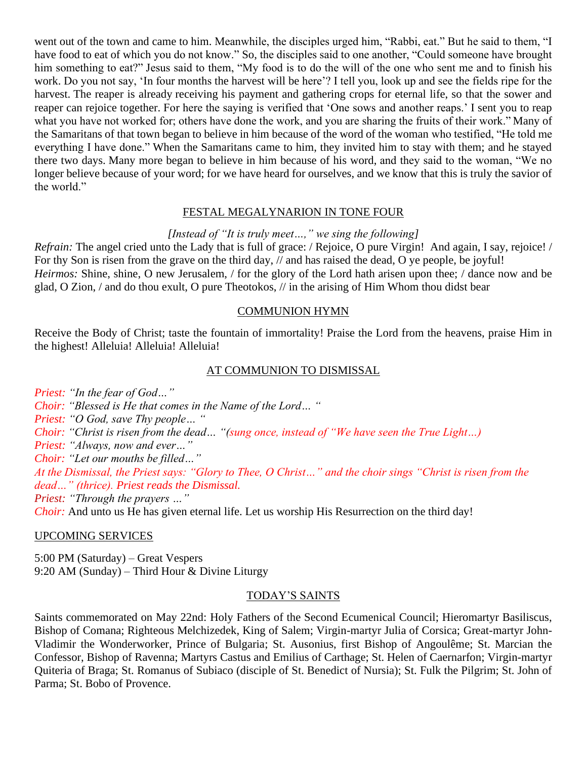went out of the town and came to him. Meanwhile, the disciples urged him, "Rabbi, eat." But he said to them, "I have food to eat of which you do not know." So, the disciples said to one another, "Could someone have brought him something to eat?" Jesus said to them, "My food is to do the will of the one who sent me and to finish his work. Do you not say, 'In four months the harvest will be here'? I tell you, look up and see the fields ripe for the harvest. The reaper is already receiving his payment and gathering crops for eternal life, so that the sower and reaper can rejoice together. For here the saying is verified that 'One sows and another reaps.' I sent you to reap what you have not worked for; others have done the work, and you are sharing the fruits of their work." Many of the Samaritans of that town began to believe in him because of the word of the woman who testified, "He told me everything I have done." When the Samaritans came to him, they invited him to stay with them; and he stayed there two days. Many more began to believe in him because of his word, and they said to the woman, "We no longer believe because of your word; for we have heard for ourselves, and we know that this is truly the savior of the world."

## FESTAL MEGALYNARION IN TONE FOUR

*[Instead of "It is truly meet…," we sing the following]*

*Refrain:* The angel cried unto the Lady that is full of grace: / Rejoice, O pure Virgin! And again, I say, rejoice! / For thy Son is risen from the grave on the third day, // and has raised the dead, O ye people, be joyful!

*Heirmos:* Shine, shine, O new Jerusalem, / for the glory of the Lord hath arisen upon thee; / dance now and be glad, O Zion, / and do thou exult, O pure Theotokos, // in the arising of Him Whom thou didst bear

## COMMUNION HYMN

Receive the Body of Christ; taste the fountain of immortality! Praise the Lord from the heavens, praise Him in the highest! Alleluia! Alleluia! Alleluia!

## AT COMMUNION TO DISMISSAL

*Priest: "In the fear of God…"*
*Choir: "Blessed is He that comes in the Name of the Lord… "*
*Priest: "O God, save Thy people… "*
*Choir: "Christ is risen from the dead… "(sung once, instead of "We have seen the True Light…)*
*Priest: "Always, now and ever…"*
*Choir: "Let our mouths be filled…"*
*At the Dismissal, the Priest says: "Glory to Thee, O Christ…" and the choir sings "Christ is risen from the dead…" (thrice). Priest reads the Dismissal.*
*Priest: "Through the prayers …"*
*Choir:* And unto us He has given eternal life. Let us worship His Resurrection on the third day!

## UPCOMING SERVICES

5:00 PM (Saturday) – Great Vespers
9:20 AM (Sunday) – Third Hour & Divine Liturgy

## TODAY'S SAINTS

Saints commemorated on May 22nd: Holy Fathers of the Second Ecumenical Council; Hieromartyr Basiliscus, Bishop of Comana; Righteous Melchizedek, King of Salem; Virgin-martyr Julia of Corsica; Great-martyr John-Vladimir the Wonderworker, Prince of Bulgaria; St. Ausonius, first Bishop of Angoulême; St. Marcian the Confessor, Bishop of Ravenna; Martyrs Castus and Emilius of Carthage; St. Helen of Caernarfon; Virgin-martyr Quiteria of Braga; St. Romanus of Subiaco (disciple of St. Benedict of Nursia); St. Fulk the Pilgrim; St. John of Parma; St. Bobo of Provence.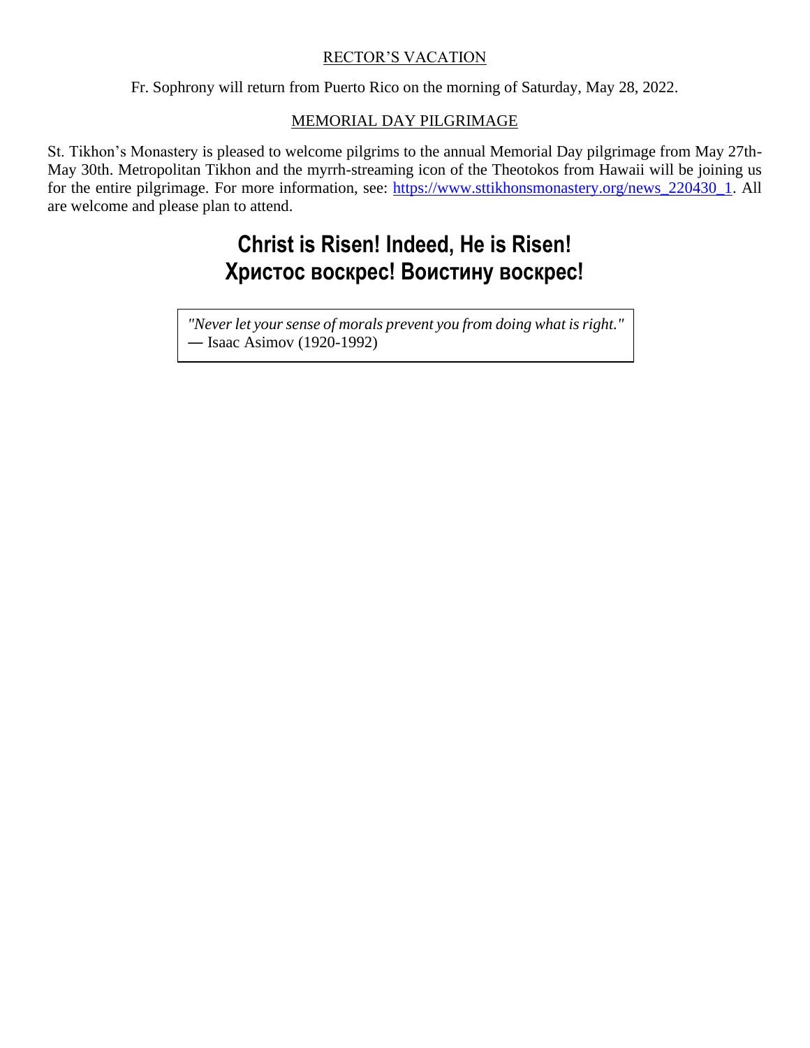## RECTOR'S VACATION

Fr. Sophrony will return from Puerto Rico on the morning of Saturday, May 28, 2022.

## MEMORIAL DAY PILGRIMAGE

St. Tikhon's Monastery is pleased to welcome pilgrims to the annual Memorial Day pilgrimage from May 27th-May 30th. Metropolitan Tikhon and the myrrh-streaming icon of the Theotokos from Hawaii will be joining us for the entire pilgrimage. For more information, see: https://www.sttikhonsmonastery.org/news_220430_1. All are welcome and please plan to attend.

# Christ is Risen! Indeed, He is Risen!
# Христос воскрес! Воистину воскрес!

*"Never let your sense of morals prevent you from doing what is right."*
— Isaac Asimov (1920-1992)